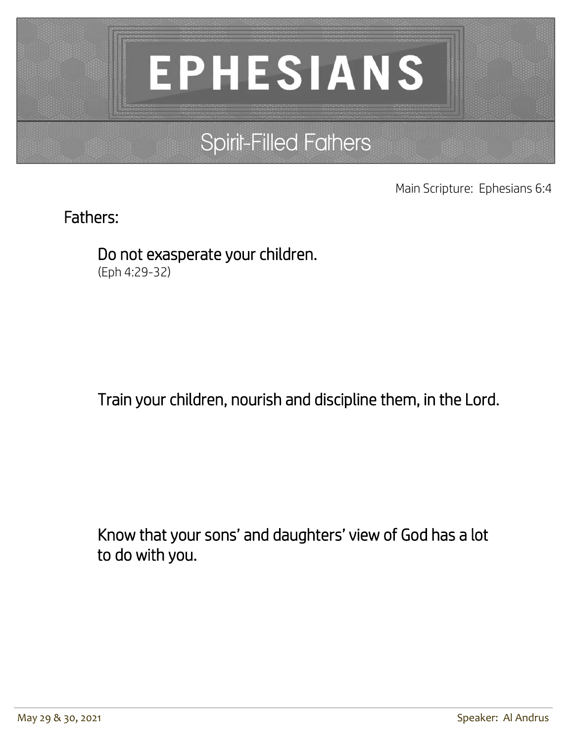# EPHESIANS

## Spirit-Filled Fathers

Main Scripture: Ephesians 6:4

Fathers:

Do not exasperate your children.
(Eph 4:29-32)

Train your children, nourish and discipline them, in the Lord.

Know that your sons' and daughters' view of God has a lot to do with you.

May 29 & 30, 2021

Speaker: Al Andrus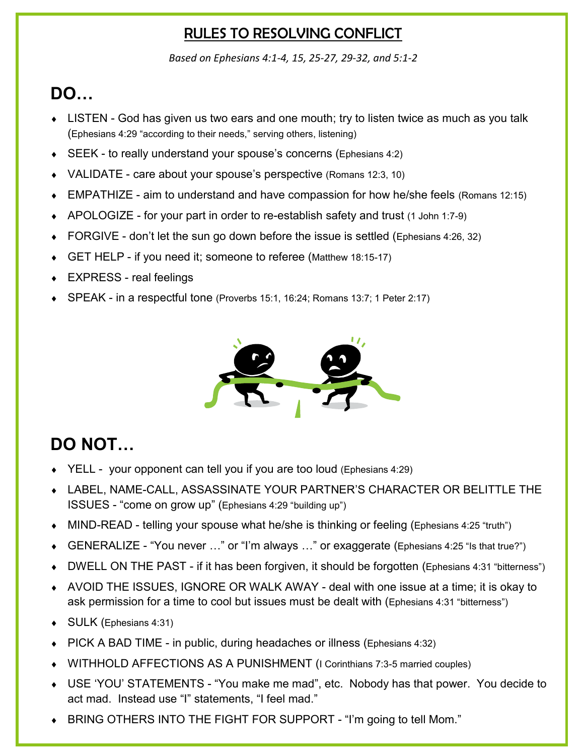## RULES TO RESOLVING CONFLICT

*Based on Ephesians 4:1-4, 15, 25-27, 29-32, and 5:1-2*

# DO…

- LISTEN - God has given us two ears and one mouth; try to listen twice as much as you talk (Ephesians 4:29 "according to their needs," serving others, listening)
- SEEK - to really understand your spouse's concerns (Ephesians 4:2)
- VALIDATE - care about your spouse's perspective (Romans 12:3, 10)
- EMPATHIZE - aim to understand and have compassion for how he/she feels (Romans 12:15)
- APOLOGIZE - for your part in order to re-establish safety and trust (1 John 1:7-9)
- FORGIVE - don't let the sun go down before the issue is settled (Ephesians 4:26, 32)
- GET HELP - if you need it; someone to referee (Matthew 18:15-17)
- EXPRESS - real feelings
- SPEAK - in a respectful tone (Proverbs 15:1, 16:24; Romans 13:7; 1 Peter 2:17)

# DO NOT…

- YELL - your opponent can tell you if you are too loud (Ephesians 4:29)
- LABEL, NAME-CALL, ASSASSINATE YOUR PARTNER'S CHARACTER OR BELITTLE THE ISSUES - "come on grow up" (Ephesians 4:29 "building up")
- MIND-READ - telling your spouse what he/she is thinking or feeling (Ephesians 4:25 "truth")
- GENERALIZE - "You never …" or "I'm always …" or exaggerate (Ephesians 4:25 "Is that true?")
- DWELL ON THE PAST - if it has been forgiven, it should be forgotten (Ephesians 4:31 "bitterness")
- AVOID THE ISSUES, IGNORE OR WALK AWAY - deal with one issue at a time; it is okay to ask permission for a time to cool but issues must be dealt with (Ephesians 4:31 "bitterness")
- SULK (Ephesians 4:31)
- PICK A BAD TIME - in public, during headaches or illness (Ephesians 4:32)
- WITHHOLD AFFECTIONS AS A PUNISHMENT (I Corinthians 7:3-5 married couples)
- USE 'YOU' STATEMENTS - "You make me mad", etc. Nobody has that power. You decide to act mad. Instead use "I" statements, "I feel mad."
- BRING OTHERS INTO THE FIGHT FOR SUPPORT - "I'm going to tell Mom."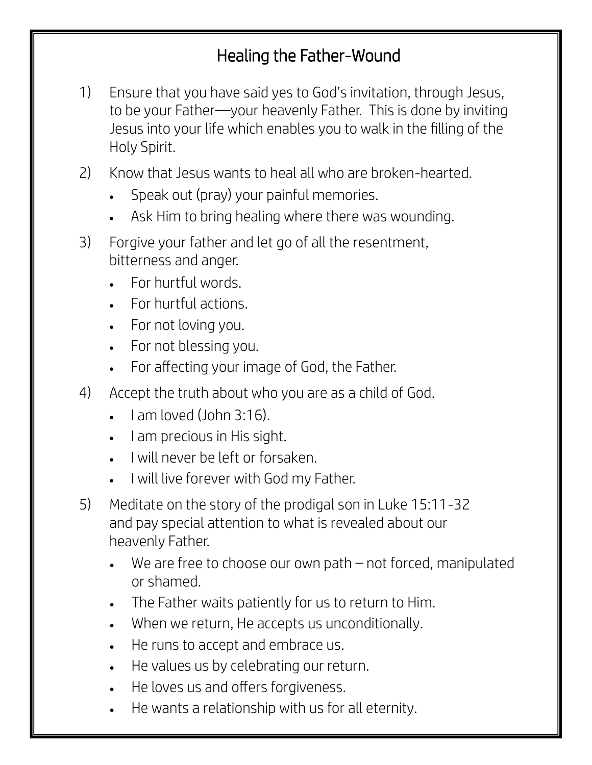# Healing the Father-Wound

1) Ensure that you have said yes to God's invitation, through Jesus, to be your Father—your heavenly Father. This is done by inviting Jesus into your life which enables you to walk in the filling of the Holy Spirit.

2) Know that Jesus wants to heal all who are broken-hearted.
   - Speak out (pray) your painful memories.
   - Ask Him to bring healing where there was wounding.

3) Forgive your father and let go of all the resentment, bitterness and anger.
   - For hurtful words.
   - For hurtful actions.
   - For not loving you.
   - For not blessing you.
   - For affecting your image of God, the Father.

4) Accept the truth about who you are as a child of God.
   - I am loved (John 3:16).
   - I am precious in His sight.
   - I will never be left or forsaken.
   - I will live forever with God my Father.

5) Meditate on the story of the prodigal son in Luke 15:11-32 and pay special attention to what is revealed about our heavenly Father.
   - We are free to choose our own path – not forced, manipulated or shamed.
   - The Father waits patiently for us to return to Him.
   - When we return, He accepts us unconditionally.
   - He runs to accept and embrace us.
   - He values us by celebrating our return.
   - He loves us and offers forgiveness.
   - He wants a relationship with us for all eternity.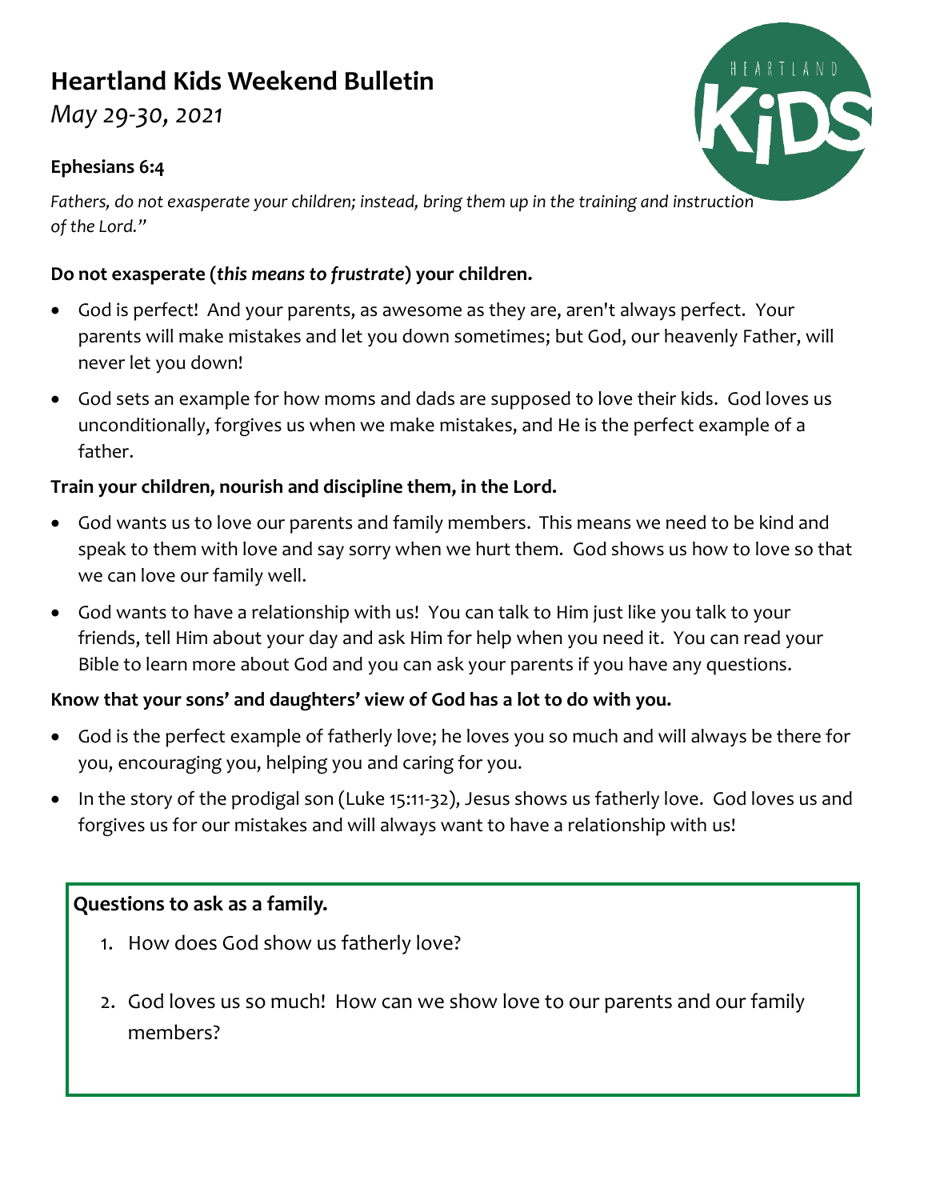# Heartland Kids Weekend Bulletin

*May 29-30, 2021*

**Ephesians 6:4**

*Fathers, do not exasperate your children; instead, bring them up in the training and instruction of the Lord."*

**Do not exasperate (*this means to frustrate*) your children.**

- God is perfect! And your parents, as awesome as they are, aren't always perfect. Your parents will make mistakes and let you down sometimes; but God, our heavenly Father, will never let you down!
- God sets an example for how moms and dads are supposed to love their kids. God loves us unconditionally, forgives us when we make mistakes, and He is the perfect example of a father.

**Train your children, nourish and discipline them, in the Lord.**

- God wants us to love our parents and family members. This means we need to be kind and speak to them with love and say sorry when we hurt them. God shows us how to love so that we can love our family well.
- God wants to have a relationship with us! You can talk to Him just like you talk to your friends, tell Him about your day and ask Him for help when you need it. You can read your Bible to learn more about God and you can ask your parents if you have any questions.

**Know that your sons' and daughters' view of God has a lot to do with you.**

- God is the perfect example of fatherly love; he loves you so much and will always be there for you, encouraging you, helping you and caring for you.
- In the story of the prodigal son (Luke 15:11-32), Jesus shows us fatherly love. God loves us and forgives us for our mistakes and will always want to have a relationship with us!

**Questions to ask as a family.**

1. How does God show us fatherly love?
2. God loves us so much! How can we show love to our parents and our family members?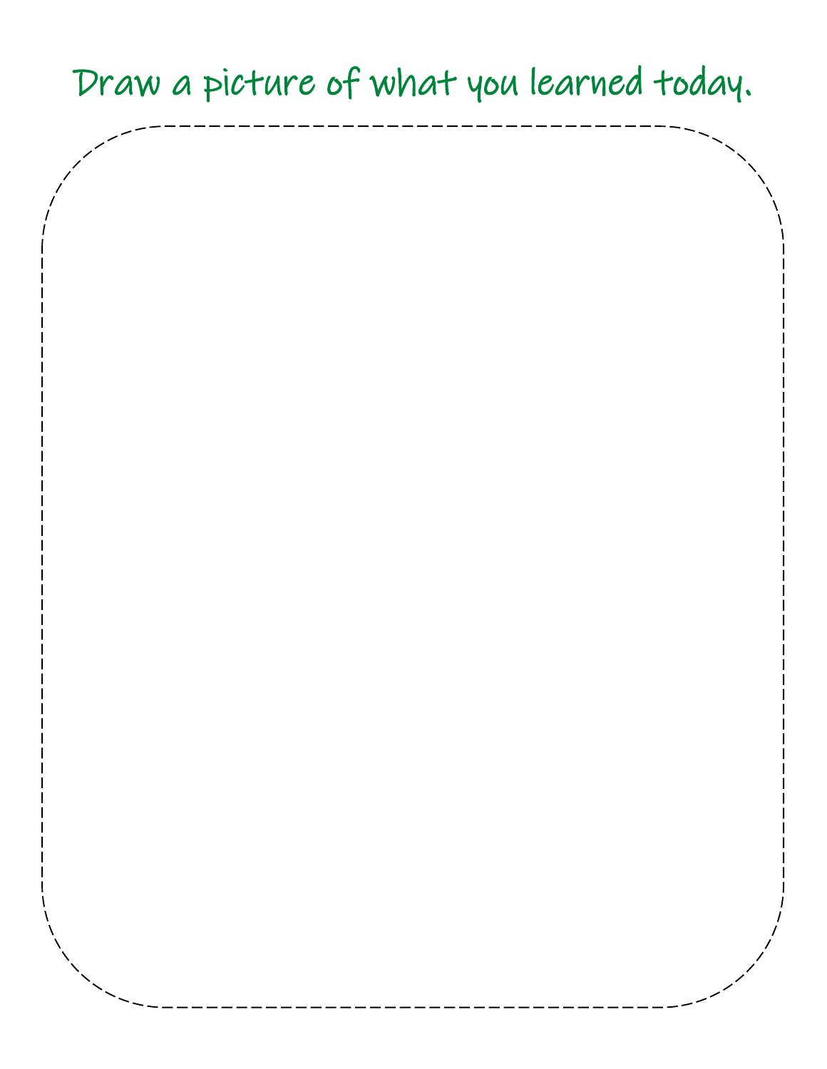# Draw a picture of what you learned today.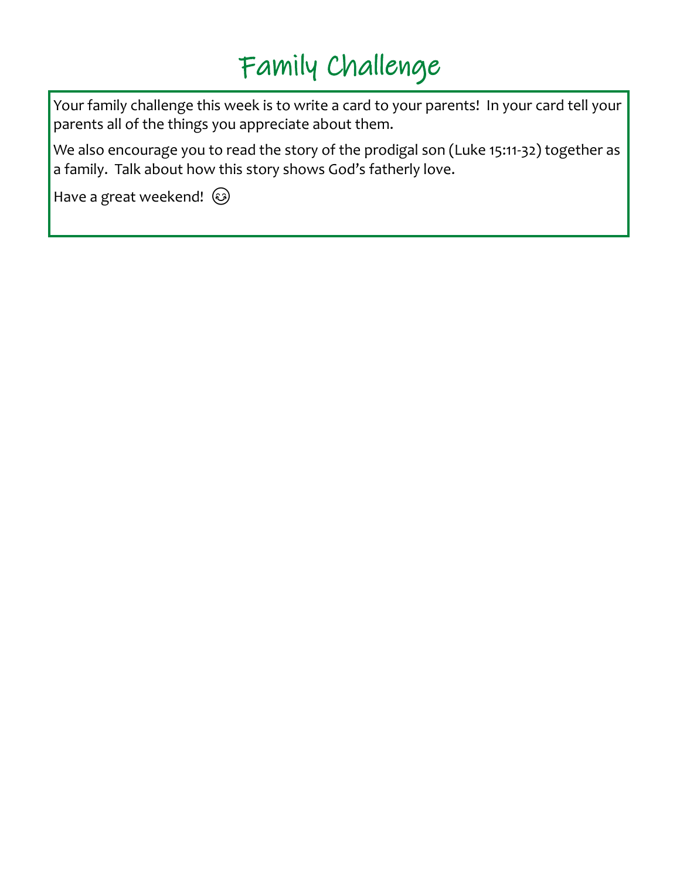# Family Challenge

Your family challenge this week is to write a card to your parents! In your card tell your parents all of the things you appreciate about them.

We also encourage you to read the story of the prodigal son (Luke 15:11-32) together as a family. Talk about how this story shows God's fatherly love.

Have a great weekend! 😊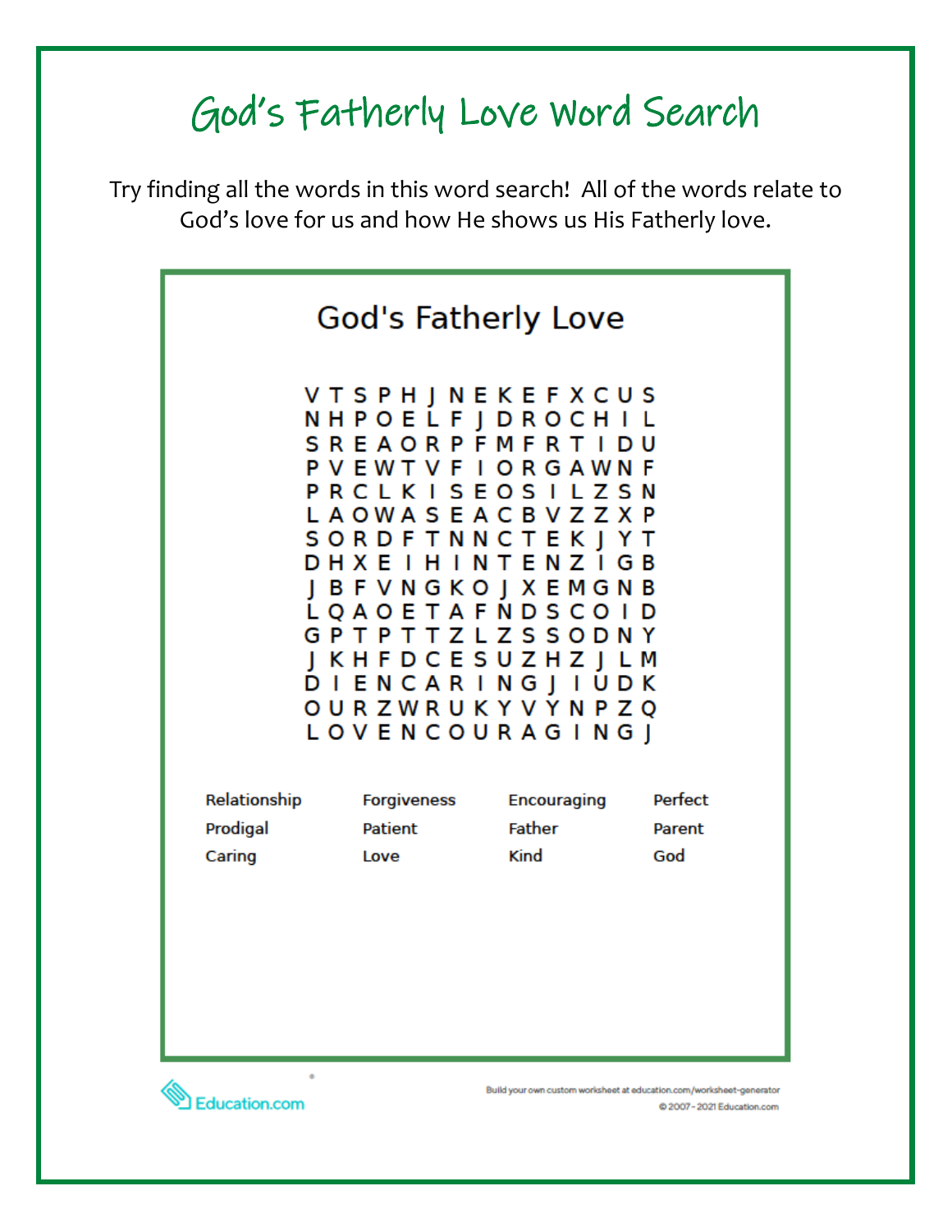# God's Fatherly Love Word Search

Try finding all the words in this word search! All of the words relate to God's love for us and how He shows us His Fatherly love.

## God's Fatherly Love

```
V T S P H J N E K E F X C U S
N H P O E L F J D R O C H I L
S R E A O R P F M F R T I D U
P V E W T V F I O R G A W N F
P R C L K I S E O S I L Z S N
L A O W A S E A C B V Z Z X P
S O R D F T N N C T E K J Y T
D H X E I H I N T E N Z I G B
J B F V N G K O J X E M G N B
L Q A O E T A F N D S C O I D
G P T P T T Z L Z S S O D N Y
J K H F D C E S U Z H Z J L M
D I E N C A R I N G J I U D K
O U R Z W R U K Y V Y N P Z Q
L O V E N C O U R A G I N G J
```

| | | | |
|---|---|---|---|
| Relationship | Forgiveness | Encouraging | Perfect |
| Prodigal | Patient | Father | Parent |
| Caring | Love | Kind | God |

Build your own custom worksheet at education.com/worksheet-generator

© 2007 - 2021 Education.com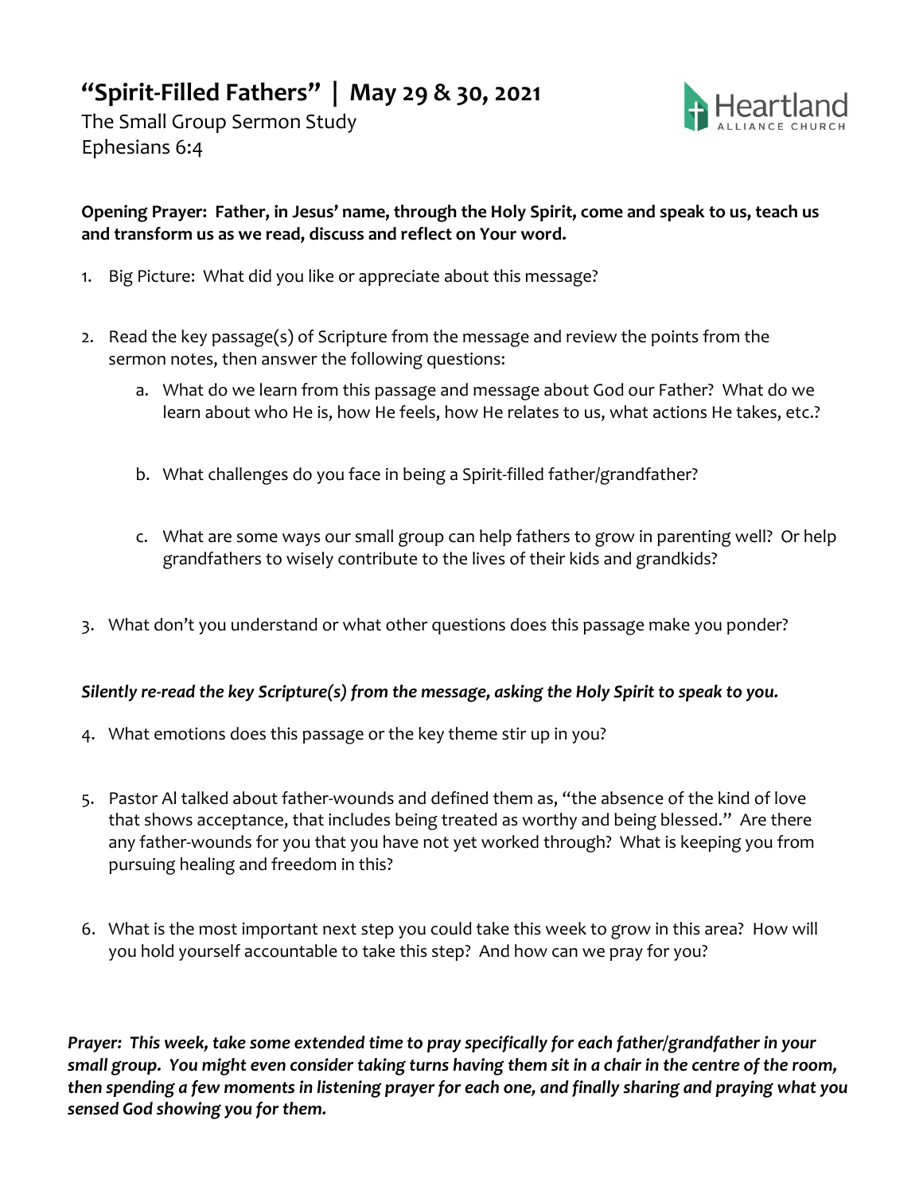# "Spirit-Filled Fathers" | May 29 & 30, 2021

The Small Group Sermon Study
Ephesians 6:4

Heartland
ALLIANCE CHURCH

**Opening Prayer: Father, in Jesus' name, through the Holy Spirit, come and speak to us, teach us and transform us as we read, discuss and reflect on Your word.**

1. Big Picture: What did you like or appreciate about this message?

2. Read the key passage(s) of Scripture from the message and review the points from the sermon notes, then answer the following questions:
   a. What do we learn from this passage and message about God our Father? What do we learn about who He is, how He feels, how He relates to us, what actions He takes, etc.?

   b. What challenges do you face in being a Spirit-filled father/grandfather?

   c. What are some ways our small group can help fathers to grow in parenting well? Or help grandfathers to wisely contribute to the lives of their kids and grandkids?

3. What don't you understand or what other questions does this passage make you ponder?

***Silently re-read the key Scripture(s) from the message, asking the Holy Spirit to speak to you.***

4. What emotions does this passage or the key theme stir up in you?

5. Pastor Al talked about father-wounds and defined them as, "the absence of the kind of love that shows acceptance, that includes being treated as worthy and being blessed." Are there any father-wounds for you that you have not yet worked through? What is keeping you from pursuing healing and freedom in this?

6. What is the most important next step you could take this week to grow in this area? How will you hold yourself accountable to take this step? And how can we pray for you?

***Prayer: This week, take some extended time to pray specifically for each father/grandfather in your small group. You might even consider taking turns having them sit in a chair in the centre of the room, then spending a few moments in listening prayer for each one, and finally sharing and praying what you sensed God showing you for them.***